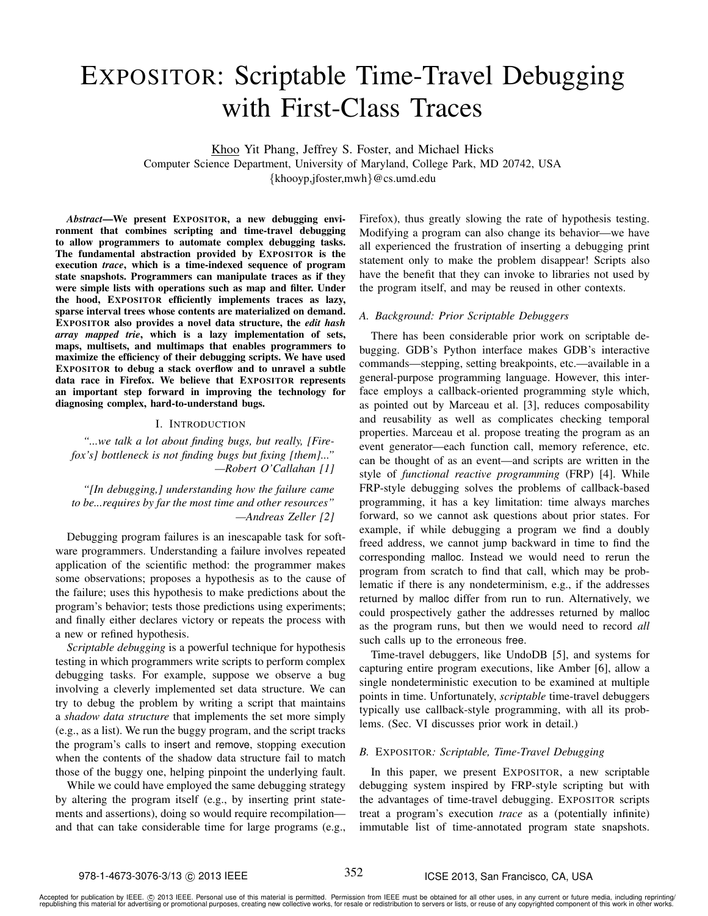# EXPOSITOR: Scriptable Time-Travel Debugging with First-Class Traces

Khoo Yit Phang, Jeffrey S. Foster, and Michael Hicks
Computer Science Department, University of Maryland, College Park, MD 20742, USA
{khooyp,jfoster,mwh}@cs.umd.edu

***Abstract*—We present EXPOSITOR, a new debugging environment that combines scripting and time-travel debugging to allow programmers to automate complex debugging tasks. The fundamental abstraction provided by EXPOSITOR is the execution *trace*, which is a time-indexed sequence of program state snapshots. Programmers can manipulate traces as if they were simple lists with operations such as map and filter. Under the hood, EXPOSITOR efficiently implements traces as lazy, sparse interval trees whose contents are materialized on demand. EXPOSITOR also provides a novel data structure, the *edit hash array mapped trie*, which is a lazy implementation of sets, maps, multisets, and multimaps that enables programmers to maximize the efficiency of their debugging scripts. We have used EXPOSITOR to debug a stack overflow and to unravel a subtle data race in Firefox. We believe that EXPOSITOR represents an important step forward in improving the technology for diagnosing complex, hard-to-understand bugs.**

## I. INTRODUCTION

> *"...we talk a lot about finding bugs, but really, [Firefox's] bottleneck is not finding bugs but fixing [them]..."*
> —*Robert O'Callahan [1]*

> *"[In debugging,] understanding how the failure came to be...requires by far the most time and other resources"*
> —*Andreas Zeller [2]*

Debugging program failures is an inescapable task for software programmers. Understanding a failure involves repeated application of the scientific method: the programmer makes some observations; proposes a hypothesis as to the cause of the failure; uses this hypothesis to make predictions about the program's behavior; tests those predictions using experiments; and finally either declares victory or repeats the process with a new or refined hypothesis.

*Scriptable debugging* is a powerful technique for hypothesis testing in which programmers write scripts to perform complex debugging tasks. For example, suppose we observe a bug involving a cleverly implemented set data structure. We can try to debug the problem by writing a script that maintains a *shadow data structure* that implements the set more simply (e.g., as a list). We run the buggy program, and the script tracks the program's calls to insert and remove, stopping execution when the contents of the shadow data structure fail to match those of the buggy one, helping pinpoint the underlying fault.

While we could have employed the same debugging strategy by altering the program itself (e.g., by inserting print statements and assertions), doing so would require recompilation—and that can take considerable time for large programs (e.g., Firefox), thus greatly slowing the rate of hypothesis testing. Modifying a program can also change its behavior—we have all experienced the frustration of inserting a debugging print statement only to make the problem disappear! Scripts also have the benefit that they can invoke to libraries not used by the program itself, and may be reused in other contexts.

### A. Background: Prior Scriptable Debuggers

There has been considerable prior work on scriptable debugging. GDB's Python interface makes GDB's interactive commands—stepping, setting breakpoints, etc.—available in a general-purpose programming language. However, this interface employs a callback-oriented programming style which, as pointed out by Marceau et al. [3], reduces composability and reusability as well as complicates checking temporal properties. Marceau et al. propose treating the program as an event generator—each function call, memory reference, etc. can be thought of as an event—and scripts are written in the style of *functional reactive programming* (FRP) [4]. While FRP-style debugging solves the problems of callback-based programming, it has a key limitation: time always marches forward, so we cannot ask questions about prior states. For example, if while debugging a program we find a doubly freed address, we cannot jump backward in time to find the corresponding malloc. Instead we would need to rerun the program from scratch to find that call, which may be problematic if there is any nondeterminism, e.g., if the addresses returned by malloc differ from run to run. Alternatively, we could prospectively gather the addresses returned by malloc as the program runs, but then we would need to record *all* such calls up to the erroneous free.

Time-travel debuggers, like UndoDB [5], and systems for capturing entire program executions, like Amber [6], allow a single nondeterministic execution to be examined at multiple points in time. Unfortunately, *scriptable* time-travel debuggers typically use callback-style programming, with all its problems. (Sec. VI discusses prior work in detail.)

### B. EXPOSITOR: Scriptable, Time-Travel Debugging

In this paper, we present EXPOSITOR, a new scriptable debugging system inspired by FRP-style scripting but with the advantages of time-travel debugging. EXPOSITOR scripts treat a program's execution *trace* as a (potentially infinite) immutable list of time-annotated program state snapshots.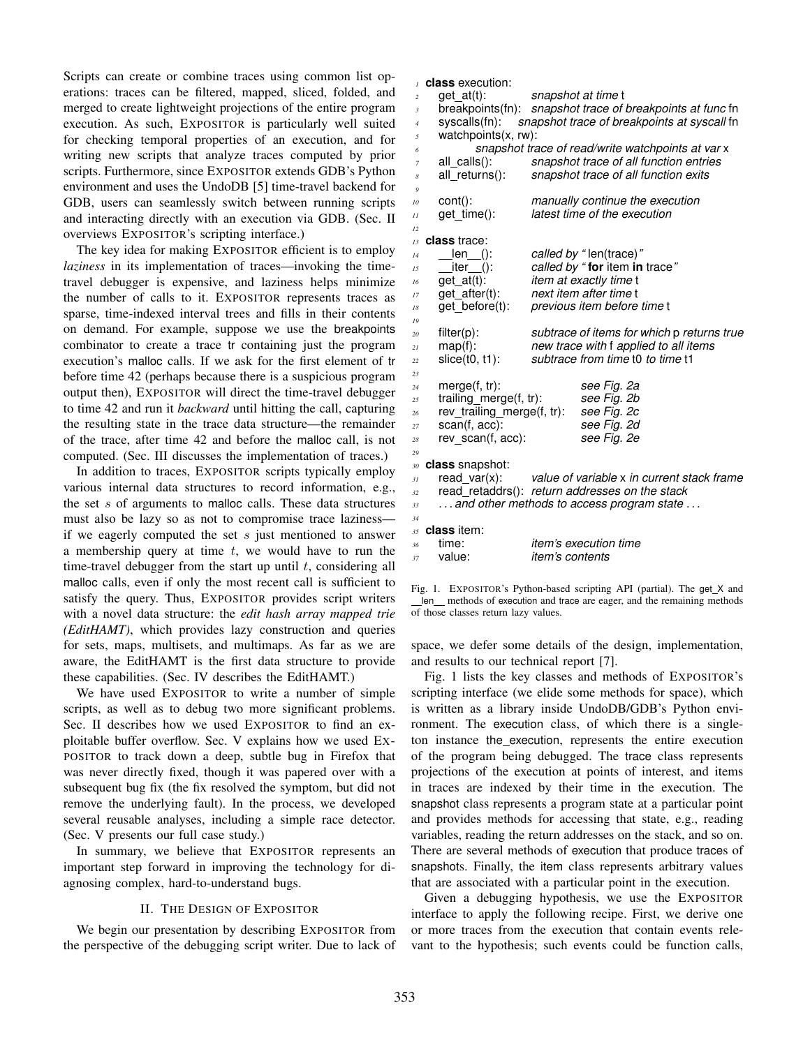Scripts can create or combine traces using common list operations: traces can be filtered, mapped, sliced, folded, and merged to create lightweight projections of the entire program execution. As such, EXPOSITOR is particularly well suited for checking temporal properties of an execution, and for writing new scripts that analyze traces computed by prior scripts. Furthermore, since EXPOSITOR extends GDB's Python environment and uses the UndoDB [5] time-travel backend for GDB, users can seamlessly switch between running scripts and interacting directly with an execution via GDB. (Sec. II overviews EXPOSITOR's scripting interface.)

The key idea for making EXPOSITOR efficient is to employ *laziness* in its implementation of traces—invoking the time-travel debugger is expensive, and laziness helps minimize the number of calls to it. EXPOSITOR represents traces as sparse, time-indexed interval trees and fills in their contents on demand. For example, suppose we use the breakpoints combinator to create a trace tr containing just the program execution's malloc calls. If we ask for the first element of tr before time 42 (perhaps because there is a suspicious program output then), EXPOSITOR will direct the time-travel debugger to time 42 and run it *backward* until hitting the call, capturing the resulting state in the trace data structure—the remainder of the trace, after time 42 and before the malloc call, is not computed. (Sec. III discusses the implementation of traces.)

In addition to traces, EXPOSITOR scripts typically employ various internal data structures to record information, e.g., the set $s$ of arguments to malloc calls. These data structures must also be lazy so as not to compromise trace laziness—if we eagerly computed the set $s$ just mentioned to answer a membership query at time $t$, we would have to run the time-travel debugger from the start up until $t$, considering all malloc calls, even if only the most recent call is sufficient to satisfy the query. Thus, EXPOSITOR provides script writers with a novel data structure: the *edit hash array mapped trie (EditHAMT)*, which provides lazy construction and queries for sets, maps, multisets, and multimaps. As far as we are aware, the EditHAMT is the first data structure to provide these capabilities. (Sec. IV describes the EditHAMT.)

We have used EXPOSITOR to write a number of simple scripts, as well as to debug two more significant problems. Sec. II describes how we used EXPOSITOR to find an exploitable buffer overflow. Sec. V explains how we used EXPOSITOR to track down a deep, subtle bug in Firefox that was never directly fixed, though it was papered over with a subsequent bug fix (the fix resolved the symptom, but did not remove the underlying fault). In the process, we developed several reusable analyses, including a simple race detector. (Sec. V presents our full case study.)

In summary, we believe that EXPOSITOR represents an important step forward in improving the technology for diagnosing complex, hard-to-understand bugs.

## II. THE DESIGN OF EXPOSITOR

We begin our presentation by describing EXPOSITOR from the perspective of the debugging script writer. Due to lack of space, we defer some details of the design, implementation, and results to our technical report [7].

```
1  class execution:
2    get_at(t):            snapshot at time t
3    breakpoints(fn):   snapshot trace of breakpoints at func fn
4    syscalls(fn):     snapshot trace of breakpoints at syscall fn
5    watchpoints(x, rw):
6            snapshot trace of read/write watchpoints at var x
7    all_calls():          snapshot trace of all function entries
8    all_returns():        snapshot trace of all function exits
9
10   cont():               manually continue the execution
11   get_time():           latest time of the execution
12
13 class trace:
14   __len__():            called by "len(trace)"
15   __iter__():           called by "for item in trace"
16   get_at(t):            item at exactly time t
17   get_after(t):         next item after time t
18   get_before(t):        previous item before time t
19
20   filter(p):            subtrace of items for which p returns true
21   map(f):               new trace with f applied to all items
22   slice(t0, t1):        subtrace from time t0 to time t1
23
24   merge(f, tr):                  see Fig. 2a
25   trailing_merge(f, tr):         see Fig. 2b
26   rev_trailing_merge(f, tr):     see Fig. 2c
27   scan(f, acc):                  see Fig. 2d
28   rev_scan(f, acc):              see Fig. 2e
29
30 class snapshot:
31   read_var(x):       value of variable x in current stack frame
32   read_retaddrs():  return addresses on the stack
33   ... and other methods to access program state ...
34
35 class item:
36   time:                 item's execution time
37   value:                item's contents
```

Fig. 1. EXPOSITOR's Python-based scripting API (partial). The get_X and __len__ methods of execution and trace are eager, and the remaining methods of those classes return lazy values.

Fig. 1 lists the key classes and methods of EXPOSITOR's scripting interface (we elide some methods for space), which is written as a library inside UndoDB/GDB's Python environment. The execution class, of which there is a singleton instance the_execution, represents the entire execution of the program being debugged. The trace class represents projections of the execution at points of interest, and items in traces are indexed by their time in the execution. The snapshot class represents a program state at a particular point and provides methods for accessing that state, e.g., reading variables, reading the return addresses on the stack, and so on. There are several methods of execution that produce traces of snapshots. Finally, the item class represents arbitrary values that are associated with a particular point in the execution.

Given a debugging hypothesis, we use the EXPOSITOR interface to apply the following recipe. First, we derive one or more traces from the execution that contain events relevant to the hypothesis; such events could be function calls,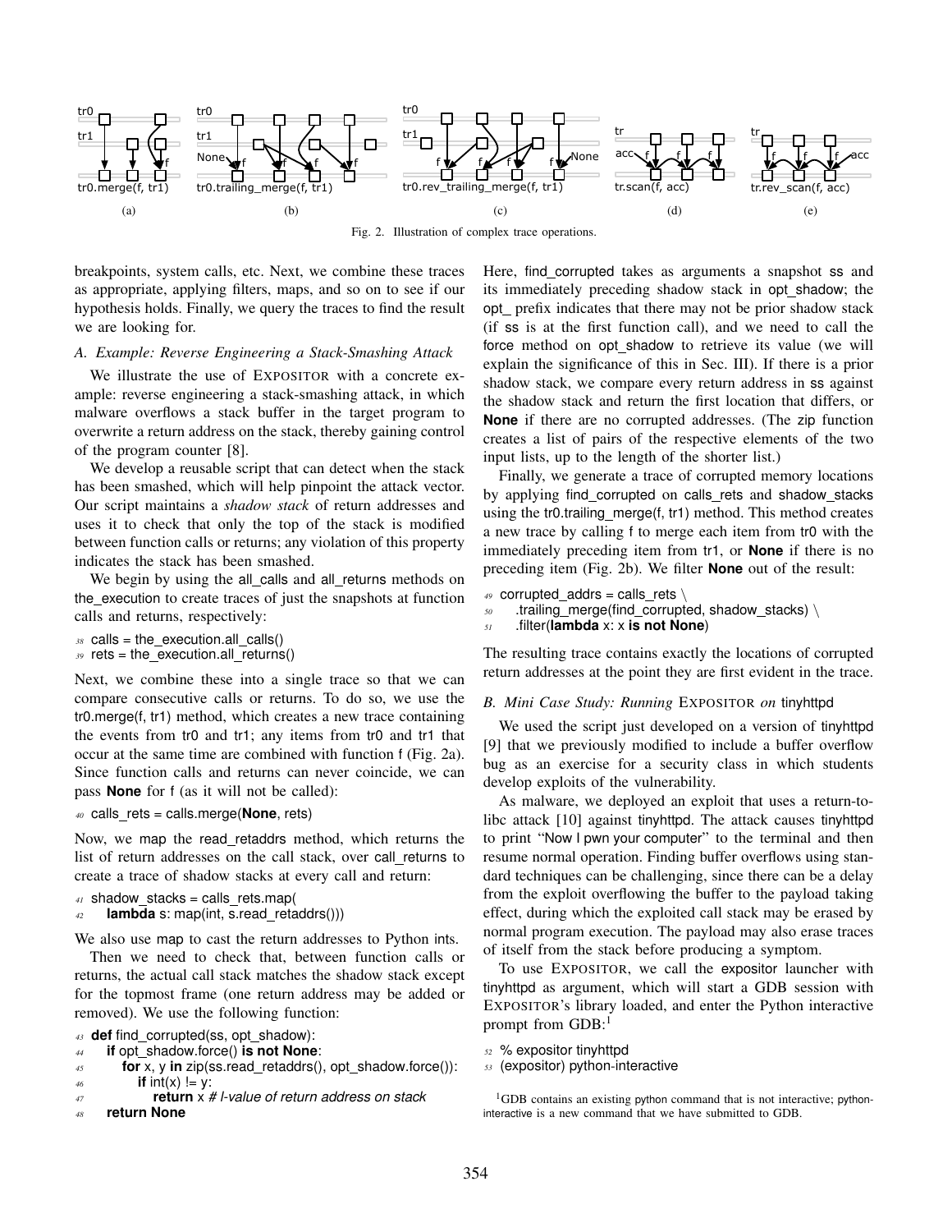Fig. 2. Illustration of complex trace operations.

breakpoints, system calls, etc. Next, we combine these traces as appropriate, applying filters, maps, and so on to see if our hypothesis holds. Finally, we query the traces to find the result we are looking for.

### A. Example: Reverse Engineering a Stack-Smashing Attack

We illustrate the use of EXPOSITOR with a concrete example: reverse engineering a stack-smashing attack, in which malware overflows a stack buffer in the target program to overwrite a return address on the stack, thereby gaining control of the program counter [8].

We develop a reusable script that can detect when the stack has been smashed, which will help pinpoint the attack vector. Our script maintains a *shadow stack* of return addresses and uses it to check that only the top of the stack is modified between function calls or returns; any violation of this property indicates the stack has been smashed.

We begin by using the all_calls and all_returns methods on the_execution to create traces of just the snapshots at function calls and returns, respectively:

```
38 calls = the_execution.all_calls()
39 rets = the_execution.all_returns()
```

Next, we combine these into a single trace so that we can compare consecutive calls or returns. To do so, we use the tr0.merge(f, tr1) method, which creates a new trace containing the events from tr0 and tr1; any items from tr0 and tr1 that occur at the same time are combined with function f (Fig. 2a). Since function calls and returns can never coincide, we can pass **None** for f (as it will not be called):

```
40 calls_rets = calls.merge(None, rets)
```

Now, we map the read_retaddrs method, which returns the list of return addresses on the call stack, over call_returns to create a trace of shadow stacks at every call and return:

```
41 shadow_stacks = calls_rets.map(
42     lambda s: map(int, s.read_retaddrs()))
```

We also use map to cast the return addresses to Python ints.

Then we need to check that, between function calls or returns, the actual call stack matches the shadow stack except for the topmost frame (one return address may be added or removed). We use the following function:

```
43 def find_corrupted(ss, opt_shadow):
44     if opt_shadow.force() is not None:
45         for x, y in zip(ss.read_retaddrs(), opt_shadow.force()):
46             if int(x) != y:
47                 return x # l-value of return address on stack
48     return None
```

Here, find_corrupted takes as arguments a snapshot ss and its immediately preceding shadow stack in opt_shadow; the opt_ prefix indicates that there may not be prior shadow stack (if ss is at the first function call), and we need to call the force method on opt_shadow to retrieve its value (we will explain the significance of this in Sec. III). If there is a prior shadow stack, we compare every return address in ss against the shadow stack and return the first location that differs, or **None** if there are no corrupted addresses. (The zip function creates a list of pairs of the respective elements of the two input lists, up to the length of the shorter list.)

Finally, we generate a trace of corrupted memory locations by applying find_corrupted on calls_rets and shadow_stacks using the tr0.trailing_merge(f, tr1) method. This method creates a new trace by calling f to merge each item from tr0 with the immediately preceding item from tr1, or **None** if there is no preceding item (Fig. 2b). We filter **None** out of the result:

```
49 corrupted_addrs = calls_rets \
50     .trailing_merge(find_corrupted, shadow_stacks) \
51     .filter(lambda x: x is not None)
```

The resulting trace contains exactly the locations of corrupted return addresses at the point they are first evident in the trace.

### B. Mini Case Study: Running EXPOSITOR on tinyhttpd

We used the script just developed on a version of tinyhttpd [9] that we previously modified to include a buffer overflow bug as an exercise for a security class in which students develop exploits of the vulnerability.

As malware, we deployed an exploit that uses a return-to-libc attack [10] against tinyhttpd. The attack causes tinyhttpd to print "Now I pwn your computer" to the terminal and then resume normal operation. Finding buffer overflows using standard techniques can be challenging, since there can be a delay from the exploit overflowing the buffer to the payload taking effect, during which the exploited call stack may be erased by normal program execution. The payload may also erase traces of itself from the stack before producing a symptom.

To use EXPOSITOR, we call the expositor launcher with tinyhttpd as argument, which will start a GDB session with EXPOSITOR's library loaded, and enter the Python interactive prompt from GDB:[1]

```
52 % expositor tinyhttpd
53 (expositor) python-interactive
```

[1] GDB contains an existing python command that is not interactive; python-interactive is a new command that we have submitted to GDB.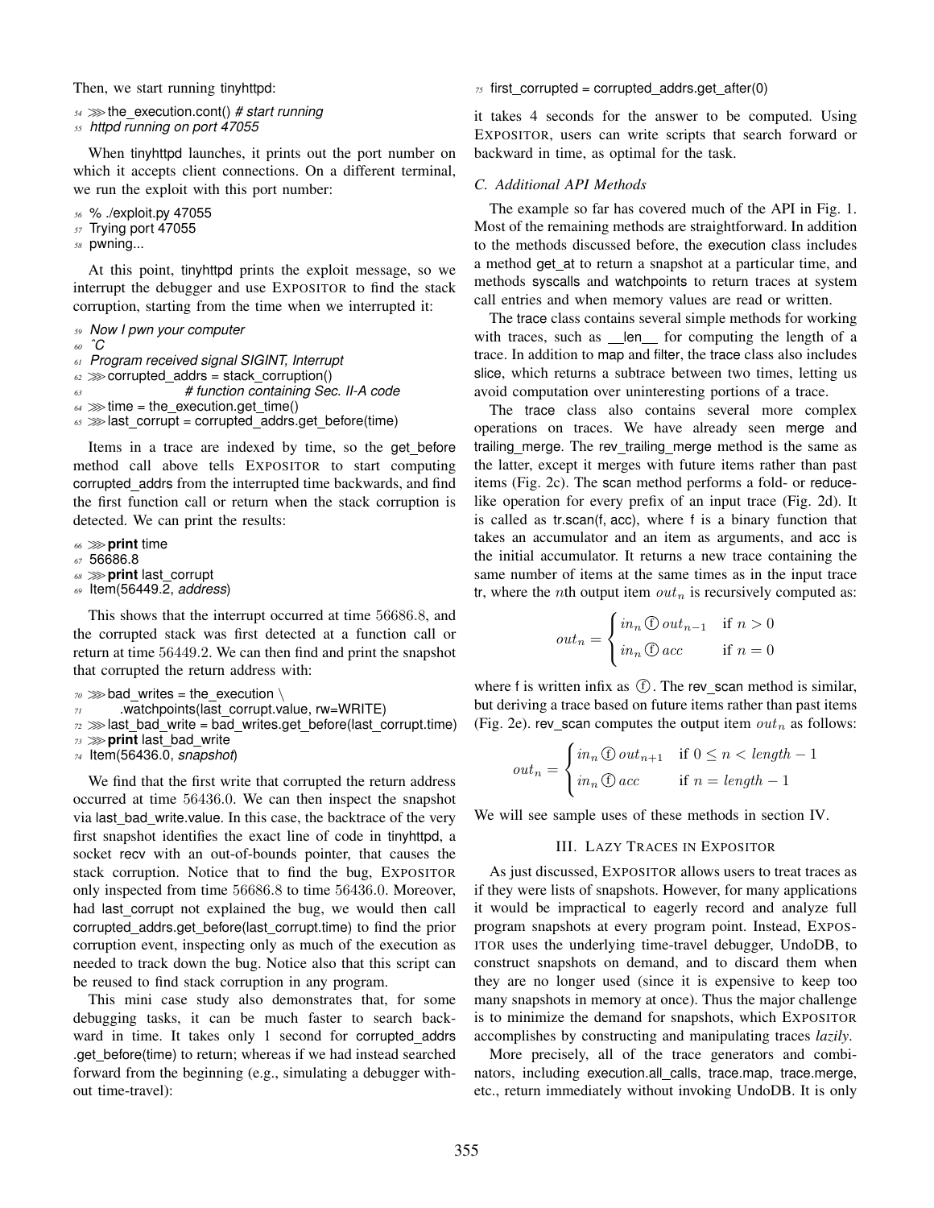Then, we start running tinyhttpd:

```
54 >>> the_execution.cont() # start running
55 httpd running on port 47055
```

When tinyhttpd launches, it prints out the port number on which it accepts client connections. On a different terminal, we run the exploit with this port number:

```
56 % ./exploit.py 47055
57 Trying port 47055
58 pwning...
```

At this point, tinyhttpd prints the exploit message, so we interrupt the debugger and use EXPOSITOR to find the stack corruption, starting from the time when we interrupted it:

```
59 Now I pwn your computer
60 ^C
61 Program received signal SIGINT, Interrupt
62 >>> corrupted_addrs = stack_corruption()
63                # function containing Sec. II-A code
64 >>> time = the_execution.get_time()
65 >>> last_corrupt = corrupted_addrs.get_before(time)
```

Items in a trace are indexed by time, so the get_before method call above tells EXPOSITOR to start computing corrupted_addrs from the interrupted time backwards, and find the first function call or return when the stack corruption is detected. We can print the results:

```
66 >>> print time
67 56686.8
68 >>> print last_corrupt
69 Item(56449.2, address)
```

This shows that the interrupt occurred at time $56686.8$, and the corrupted stack was first detected at a function call or return at time $56449.2$. We can then find and print the snapshot that corrupted the return address with:

```
70 >>> bad_writes = the_execution \
71        .watchpoints(last_corrupt.value, rw=WRITE)
72 >>> last_bad_write = bad_writes.get_before(last_corrupt.time)
73 >>> print last_bad_write
74 Item(56436.0, snapshot)
```

We find that the first write that corrupted the return address occurred at time $56436.0$. We can then inspect the snapshot via last_bad_write.value. In this case, the backtrace of the very first snapshot identifies the exact line of code in tinyhttpd, a socket recv with an out-of-bounds pointer, that causes the stack corruption. Notice that to find the bug, EXPOSITOR only inspected from time $56686.8$ to time $56436.0$. Moreover, had last_corrupt not explained the bug, we would then call corrupted_addrs.get_before(last_corrupt.time) to find the prior corruption event, inspecting only as much of the execution as needed to track down the bug. Notice also that this script can be reused to find stack corruption in any program.

This mini case study also demonstrates that, for some debugging tasks, it can be much faster to search backward in time. It takes only $1$ second for corrupted_addrs .get_before(time) to return; whereas if we had instead searched forward from the beginning (e.g., simulating a debugger without time-travel):

```
75 first_corrupted = corrupted_addrs.get_after(0)
```

it takes 4 seconds for the answer to be computed. Using EXPOSITOR, users can write scripts that search forward or backward in time, as optimal for the task.

### C. Additional API Methods

The example so far has covered much of the API in Fig. 1. Most of the remaining methods are straightforward. In addition to the methods discussed before, the execution class includes a method get_at to return a snapshot at a particular time, and methods syscalls and watchpoints to return traces at system call entries and when memory values are read or written.

The trace class contains several simple methods for working with traces, such as __len__ for computing the length of a trace. In addition to map and filter, the trace class also includes slice, which returns a subtrace between two times, letting us avoid computation over uninteresting portions of a trace.

The trace class also contains several more complex operations on traces. We have already seen merge and trailing_merge. The rev_trailing_merge method is the same as the latter, except it merges with future items rather than past items (Fig. 2c). The scan method performs a fold- or reduce-like operation for every prefix of an input trace (Fig. 2d). It is called as tr.scan(f, acc), where f is a binary function that takes an accumulator and an item as arguments, and acc is the initial accumulator. It returns a new trace containing the same number of items at the same times as in the input trace tr, where the $n$th output item $out_n$ is recursively computed as:

$$out_n = \begin{cases} in_n \textcircled{f} \, out_{n-1} & \text{if } n > 0 \\ in_n \textcircled{f} \, acc & \text{if } n = 0 \end{cases}$$

where f is written infix as $\textcircled{f}$. The rev_scan method is similar, but deriving a trace based on future items rather than past items (Fig. 2e). rev_scan computes the output item $out_n$ as follows:

$$out_n = \begin{cases} in_n \textcircled{f} \, out_{n+1} & \text{if } 0 \leq n < length - 1 \\ in_n \textcircled{f} \, acc & \text{if } n = length - 1 \end{cases}$$

We will see sample uses of these methods in section IV.

## III. LAZY TRACES IN EXPOSITOR

As just discussed, EXPOSITOR allows users to treat traces as if they were lists of snapshots. However, for many applications it would be impractical to eagerly record and analyze full program snapshots at every program point. Instead, EXPOSITOR uses the underlying time-travel debugger, UndoDB, to construct snapshots on demand, and to discard them when they are no longer used (since it is expensive to keep too many snapshots in memory at once). Thus the major challenge is to minimize the demand for snapshots, which EXPOSITOR accomplishes by constructing and manipulating traces *lazily*.

More precisely, all of the trace generators and combinators, including execution.all_calls, trace.map, trace.merge, etc., return immediately without invoking UndoDB. It is only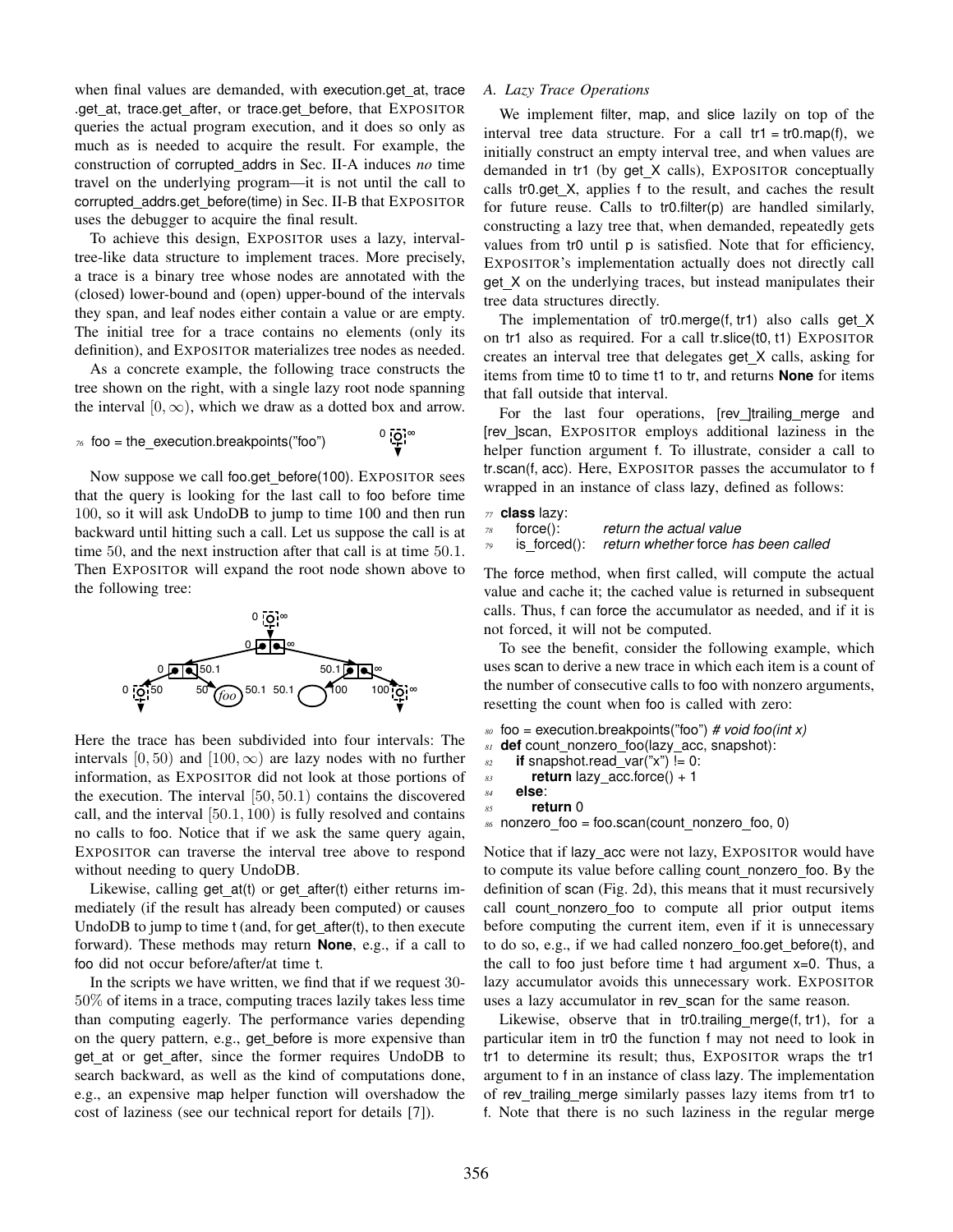when final values are demanded, with execution.get_at, trace .get_at, trace.get_after, or trace.get_before, that EXPOSITOR queries the actual program execution, and it does so only as much as is needed to acquire the result. For example, the construction of corrupted_addrs in Sec. II-A induces *no* time travel on the underlying program—it is not until the call to corrupted_addrs.get_before(time) in Sec. II-B that EXPOSITOR uses the debugger to acquire the final result.

To achieve this design, EXPOSITOR uses a lazy, interval-tree-like data structure to implement traces. More precisely, a trace is a binary tree whose nodes are annotated with the (closed) lower-bound and (open) upper-bound of the intervals they span, and leaf nodes either contain a value or are empty. The initial tree for a trace contains no elements (only its definition), and EXPOSITOR materializes tree nodes as needed.

As a concrete example, the following trace constructs the tree shown on the right, with a single lazy root node spanning the interval $[0, \infty)$, which we draw as a dotted box and arrow.

```
76 foo = the_execution.breakpoints("foo")
```

Now suppose we call foo.get_before(100). EXPOSITOR sees that the query is looking for the last call to foo before time 100, so it will ask UndoDB to jump to time 100 and then run backward until hitting such a call. Let us suppose the call is at time 50, and the next instruction after that call is at time 50.1. Then EXPOSITOR will expand the root node shown above to the following tree:

Here the trace has been subdivided into four intervals: The intervals $[0, 50)$ and $[100, \infty)$ are lazy nodes with no further information, as EXPOSITOR did not look at those portions of the execution. The interval $[50, 50.1)$ contains the discovered call, and the interval $[50.1, 100)$ is fully resolved and contains no calls to foo. Notice that if we ask the same query again, EXPOSITOR can traverse the interval tree above to respond without needing to query UndoDB.

Likewise, calling get_at(t) or get_after(t) either returns immediately (if the result has already been computed) or causes UndoDB to jump to time t (and, for get_after(t), to then execute forward). These methods may return **None**, e.g., if a call to foo did not occur before/after/at time t.

In the scripts we have written, we find that if we request 30-50% of items in a trace, computing traces lazily takes less time than computing eagerly. The performance varies depending on the query pattern, e.g., get_before is more expensive than get_at or get_after, since the former requires UndoDB to search backward, as well as the kind of computations done, e.g., an expensive map helper function will overshadow the cost of laziness (see our technical report for details [7]).

### A. Lazy Trace Operations

We implement filter, map, and slice lazily on top of the interval tree data structure. For a call tr1 = tr0.map(f), we initially construct an empty interval tree, and when values are demanded in tr1 (by get_X calls), EXPOSITOR conceptually calls tr0.get_X, applies f to the result, and caches the result for future reuse. Calls to tr0.filter(p) are handled similarly, constructing a lazy tree that, when demanded, repeatedly gets values from tr0 until p is satisfied. Note that for efficiency, EXPOSITOR's implementation actually does not directly call get_X on the underlying traces, but instead manipulates their tree data structures directly.

The implementation of tr0.merge(f, tr1) also calls get_X on tr1 also as required. For a call tr.slice(t0, t1) EXPOSITOR creates an interval tree that delegates get_X calls, asking for items from time t0 to time t1 to tr, and returns **None** for items that fall outside that interval.

For the last four operations, [rev_]trailing_merge and [rev_]scan, EXPOSITOR employs additional laziness in the helper function argument f. To illustrate, consider a call to tr.scan(f, acc). Here, EXPOSITOR passes the accumulator to f wrapped in an instance of class lazy, defined as follows:

```
77 class lazy:
78     force():       return the actual value
79     is_forced():   return whether force has been called
```

The force method, when first called, will compute the actual value and cache it; the cached value is returned in subsequent calls. Thus, f can force the accumulator as needed, and if it is not forced, it will not be computed.

To see the benefit, consider the following example, which uses scan to derive a new trace in which each item is a count of the number of consecutive calls to foo with nonzero arguments, resetting the count when foo is called with zero:

```
80 foo = execution.breakpoints("foo") # void foo(int x)
81 def count_nonzero_foo(lazy_acc, snapshot):
82     if snapshot.read_var("x") != 0:
83         return lazy_acc.force() + 1
84     else:
85         return 0
86 nonzero_foo = foo.scan(count_nonzero_foo, 0)
```

Notice that if lazy_acc were not lazy, EXPOSITOR would have to compute its value before calling count_nonzero_foo. By the definition of scan (Fig. 2d), this means that it must recursively call count_nonzero_foo to compute all prior output items before computing the current item, even if it is unnecessary to do so, e.g., if we had called nonzero_foo.get_before(t), and the call to foo just before time t had argument x=0. Thus, a lazy accumulator avoids this unnecessary work. EXPOSITOR uses a lazy accumulator in rev_scan for the same reason.

Likewise, observe that in tr0.trailing_merge(f, tr1), for a particular item in tr0 the function f may not need to look in tr1 to determine its result; thus, EXPOSITOR wraps the tr1 argument to f in an instance of class lazy. The implementation of rev_trailing_merge similarly passes lazy items from tr1 to f. Note that there is no such laziness in the regular merge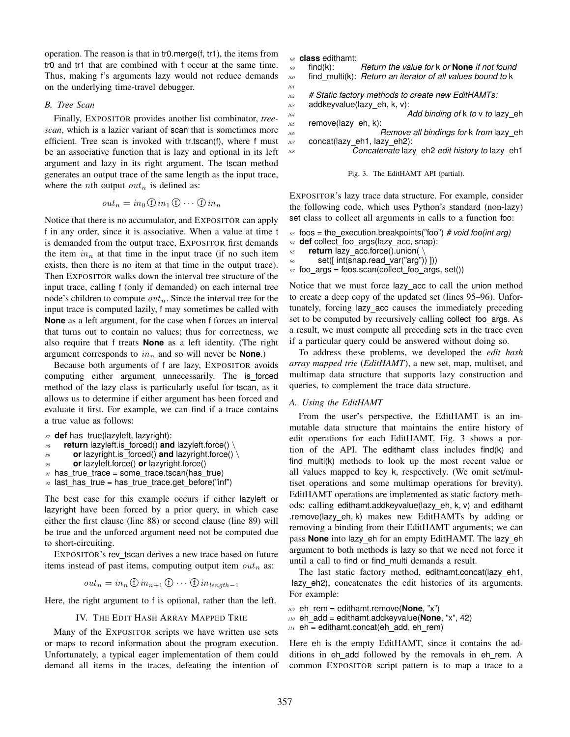operation. The reason is that in tr0.merge(f, tr1), the items from tr0 and tr1 that are combined with f occur at the same time. Thus, making f's arguments lazy would not reduce demands on the underlying time-travel debugger.

### B. Tree Scan

Finally, EXPOSITOR provides another list combinator, *tree-scan*, which is a lazier variant of scan that is sometimes more efficient. Tree scan is invoked with tr.tscan(f), where f must be an associative function that is lazy and optional in its left argument and lazy in its right argument. The tscan method generates an output trace of the same length as the input trace, where the $n$th output $out_n$ is defined as:

$$out_n = in_0 \circledf in_1 \circledf \cdots \circledf in_n$$

Notice that there is no accumulator, and EXPOSITOR can apply f in any order, since it is associative. When a value at time t is demanded from the output trace, EXPOSITOR first demands the item $in_n$ at that time in the input trace (if no such item exists, then there is no item at that time in the output trace). Then EXPOSITOR walks down the interval tree structure of the input trace, calling f (only if demanded) on each internal tree node's children to compute $out_n$. Since the interval tree for the input trace is computed lazily, f may sometimes be called with **None** as a left argument, for the case when f forces an interval that turns out to contain no values; thus for correctness, we also require that f treats **None** as a left identity. (The right argument corresponds to $in_n$ and so will never be **None**.)

Because both arguments of f are lazy, EXPOSITOR avoids computing either argument unnecessarily. The is_forced method of the lazy class is particularly useful for tscan, as it allows us to determine if either argument has been forced and evaluate it first. For example, we can find if a trace contains a true value as follows:

```
87 def has_true(lazyleft, lazyright):
88     return lazyleft.is_forced() and lazyleft.force() \
89         or lazyright.is_forced() and lazyright.force() \
90         or lazyleft.force() or lazyright.force()
91 has_true_trace = some_trace.tscan(has_true)
92 last_has_true = has_true_trace.get_before("inf")
```

The best case for this example occurs if either lazyleft or lazyright have been forced by a prior query, in which case either the first clause (line 88) or second clause (line 89) will be true and the unforced argument need not be computed due to short-circuiting.

EXPOSITOR's rev_tscan derives a new trace based on future items instead of past items, computing output item $out_n$ as:

$$out_n = in_n \circledf in_{n+1} \circledf \cdots \circledf in_{length-1}$$

Here, the right argument to f is optional, rather than the left.

## IV. The Edit Hash Array Mapped Trie

Many of the EXPOSITOR scripts we have written use sets or maps to record information about the program execution. Unfortunately, a typical eager implementation of them could demand all items in the traces, defeating the intention of EXPOSITOR's lazy trace data structure. For example, consider the following code, which uses Python's standard (non-lazy) set class to collect all arguments in calls to a function foo:

```
93 foos = the_execution.breakpoints("foo") # void foo(int arg)
94 def collect_foo_args(lazy_acc, snap):
95     return lazy_acc.force().union( \
96         set([ int(snap.read_var("arg")) ]))
97 foo_args = foos.scan(collect_foo_args, set())
```

Notice that we must force lazy_acc to call the union method to create a deep copy of the updated set (lines 95–96). Unfortunately, forcing lazy_acc causes the immediately preceding set to be computed by recursively calling collect_foo_args. As a result, we must compute all preceding sets in the trace even if a particular query could be answered without doing so.

To address these problems, we developed the *edit hash array mapped trie* (*EditHAMT*), a new set, map, multiset, and multimap data structure that supports lazy construction and queries, to complement the trace data structure.

### A. Using the EditHAMT

From the user's perspective, the EditHAMT is an immutable data structure that maintains the entire history of edit operations for each EditHAMT. Fig. 3 shows a portion of the API. The edithamt class includes find(k) and find_multi(k) methods to look up the most recent value or all values mapped to key k, respectively. (We omit set/multiset operations and some multimap operations for brevity). EditHAMT operations are implemented as static factory methods: calling edithamt.addkeyvalue(lazy_eh, k, v) and edithamt .remove(lazy_eh, k) makes new EditHAMTs by adding or removing a binding from their EditHAMT arguments; we can pass **None** into lazy_eh for an empty EditHAMT. The lazy_eh argument to both methods is lazy so that we need not force it until a call to find or find_multi demands a result.

```
98  class edithamt:
99    find(k):        Return the value for k or None if not found
100   find_multi(k):  Return an iterator of all values bound to k
101
102   # Static factory methods to create new EditHAMTs:
103   addkeyvalue(lazy_eh, k, v):
104                         Add binding of k to v to lazy_eh
105   remove(lazy_eh, k):
106                         Remove all bindings for k from lazy_eh
107   concat(lazy_eh1, lazy_eh2):
108                         Concatenate lazy_eh2 edit history to lazy_eh1
```

Fig. 3. The EditHAMT API (partial).

The last static factory method, edithamt.concat(lazy_eh1, lazy_eh2), concatenates the edit histories of its arguments. For example:

```
109 eh_rem = edithamt.remove(None, "x")
110 eh_add = edithamt.addkeyvalue(None, "x", 42)
111 eh = edithamt.concat(eh_add, eh_rem)
```

Here eh is the empty EditHAMT, since it contains the additions in eh_add followed by the removals in eh_rem. A common EXPOSITOR script pattern is to map a trace to a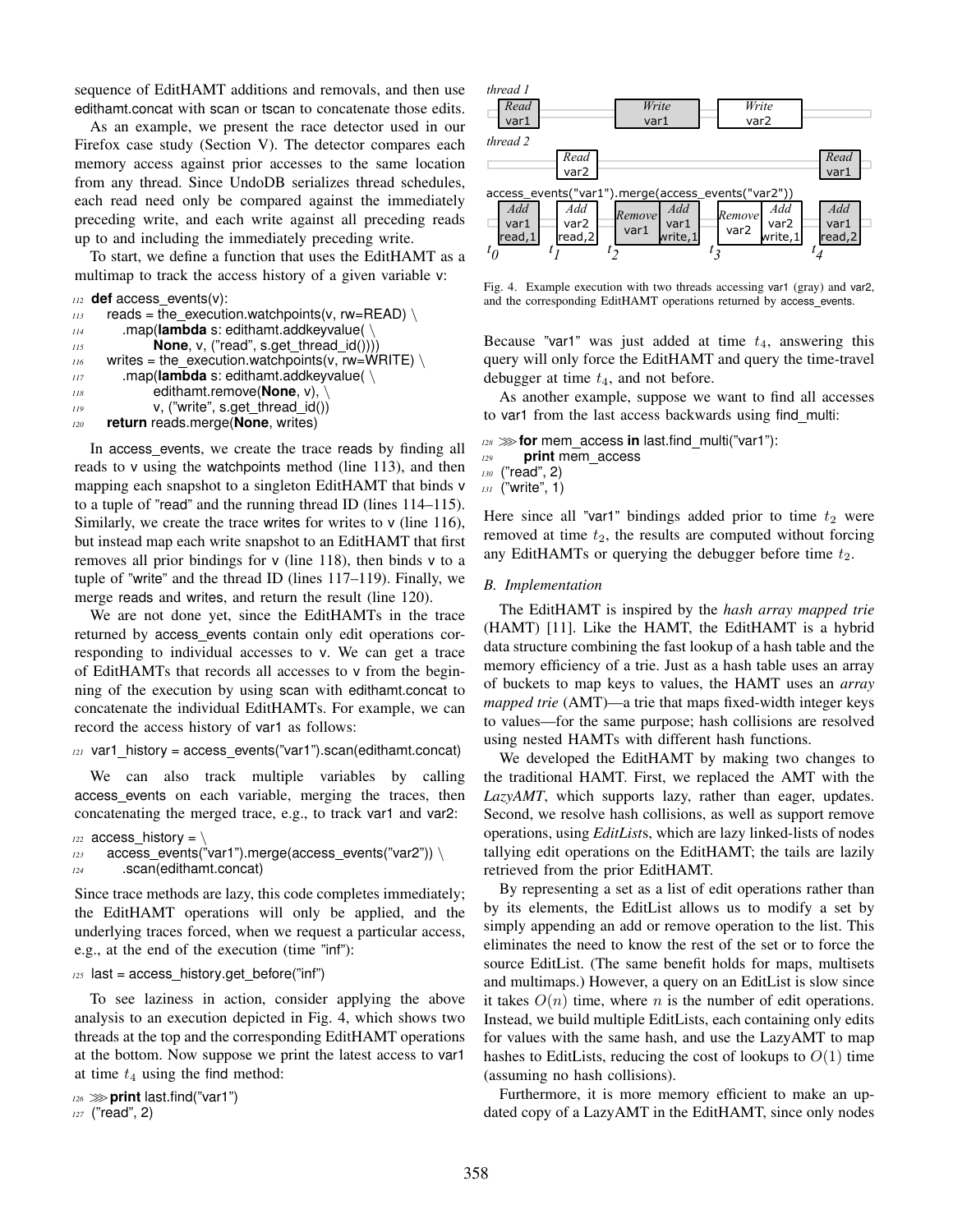sequence of EditHAMT additions and removals, and then use edithamt.concat with scan or tscan to concatenate those edits.

As an example, we present the race detector used in our Firefox case study (Section V). The detector compares each memory access against prior accesses to the same location from any thread. Since UndoDB serializes thread schedules, each read need only be compared against the immediately preceding write, and each write against all preceding reads up to and including the immediately preceding write.

To start, we define a function that uses the EditHAMT as a multimap to track the access history of a given variable v:

```
112 def access_events(v):
113     reads = the_execution.watchpoints(v, rw=READ) \
114         .map(lambda s: edithamt.addkeyvalue( \
115             None, v, ("read", s.get_thread_id())))
116     writes = the_execution.watchpoints(v, rw=WRITE) \
117         .map(lambda s: edithamt.addkeyvalue( \
118             edithamt.remove(None, v), \
119             v, ("write", s.get_thread_id())
120     return reads.merge(None, writes)
```

In access_events, we create the trace reads by finding all reads to v using the watchpoints method (line 113), and then mapping each snapshot to a singleton EditHAMT that binds v to a tuple of "read" and the running thread ID (lines 114–115). Similarly, we create the trace writes for writes to v (line 116), but instead map each write snapshot to an EditHAMT that first removes all prior bindings for v (line 118), then binds v to a tuple of "write" and the thread ID (lines 117–119). Finally, we merge reads and writes, and return the result (line 120).

We are not done yet, since the EditHAMTs in the trace returned by access_events contain only edit operations corresponding to individual accesses to v. We can get a trace of EditHAMTs that records all accesses to v from the beginning of the execution by using scan with edithamt.concat to concatenate the individual EditHAMTs. For example, we can record the access history of var1 as follows:

```
121 var1_history = access_events("var1").scan(edithamt.concat)
```

We can also track multiple variables by calling access_events on each variable, merging the traces, then concatenating the merged trace, e.g., to track var1 and var2:

```
122 access_history = \
123     access_events("var1").merge(access_events("var2")) \
124         .scan(edithamt.concat)
```

Since trace methods are lazy, this code completes immediately; the EditHAMT operations will only be applied, and the underlying traces forced, when we request a particular access, e.g., at the end of the execution (time "inf"):

```
125 last = access_history.get_before("inf")
```

To see laziness in action, consider applying the above analysis to an execution depicted in Fig. 4, which shows two threads at the top and the corresponding EditHAMT operations at the bottom. Now suppose we print the latest access to var1 at time $t_4$ using the find method:

```
126 >>> print last.find("var1")
127 ("read", 2)
```

Fig. 4. Example execution with two threads accessing var1 (gray) and var2, and the corresponding EditHAMT operations returned by access_events.

Because "var1" was just added at time $t_4$, answering this query will only force the EditHAMT and query the time-travel debugger at time $t_4$, and not before.

As another example, suppose we want to find all accesses to var1 from the last access backwards using find_multi:

```
128 >>> for mem_access in last.find_multi("var1"):
129         print mem_access
130 ("read", 2)
131 ("write", 1)
```

Here since all "var1" bindings added prior to time $t_2$ were removed at time $t_2$, the results are computed without forcing any EditHAMTs or querying the debugger before time $t_2$.

### B. Implementation

The EditHAMT is inspired by the *hash array mapped trie* (HAMT) [11]. Like the HAMT, the EditHAMT is a hybrid data structure combining the fast lookup of a hash table and the memory efficiency of a trie. Just as a hash table uses an array of buckets to map keys to values, the HAMT uses an *array mapped trie* (AMT)—a trie that maps fixed-width integer keys to values—for the same purpose; hash collisions are resolved using nested HAMTs with different hash functions.

We developed the EditHAMT by making two changes to the traditional HAMT. First, we replaced the AMT with the *LazyAMT*, which supports lazy, rather than eager, updates. Second, we resolve hash collisions, as well as support remove operations, using *EditLists*, which are lazy linked-lists of nodes tallying edit operations on the EditHAMT; the tails are lazily retrieved from the prior EditHAMT.

By representing a set as a list of edit operations rather than by its elements, the EditList allows us to modify a set by simply appending an add or remove operation to the list. This eliminates the need to know the rest of the set or to force the source EditList. (The same benefit holds for maps, multisets and multimaps.) However, a query on an EditList is slow since it takes $O(n)$ time, where $n$ is the number of edit operations. Instead, we build multiple EditLists, each containing only edits for values with the same hash, and use the LazyAMT to map hashes to EditLists, reducing the cost of lookups to $O(1)$ time (assuming no hash collisions).

Furthermore, it is more memory efficient to make an updated copy of a LazyAMT in the EditHAMT, since only nodes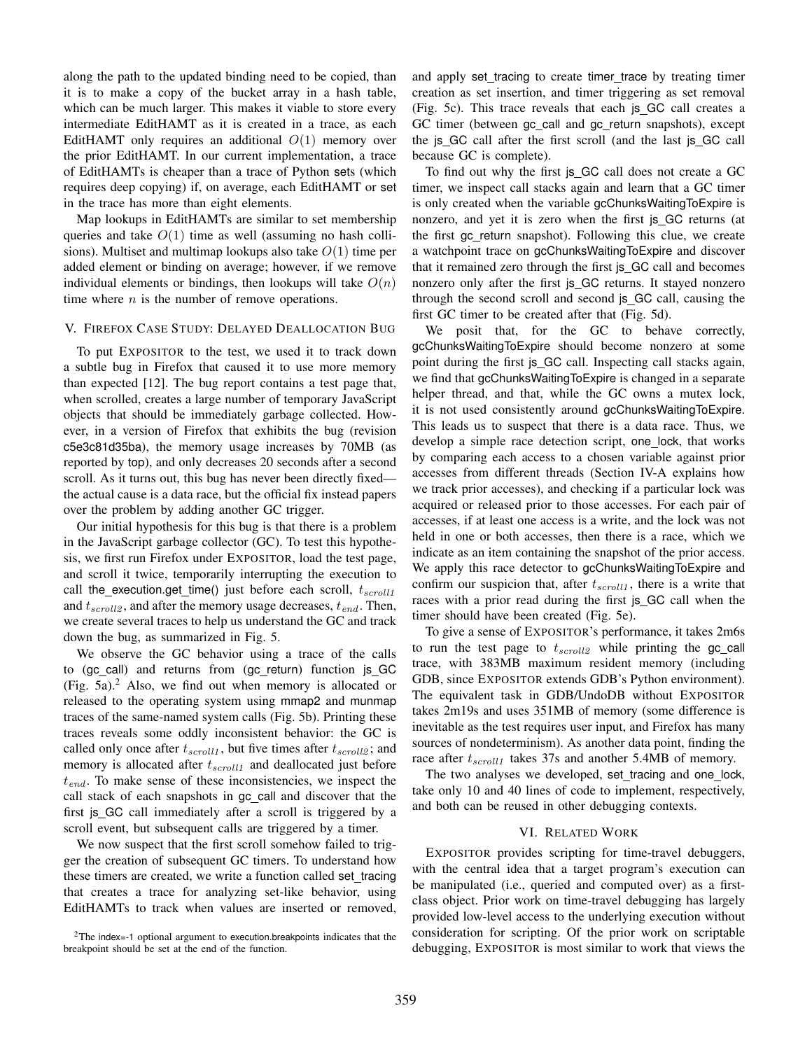along the path to the updated binding need to be copied, than it is to make a copy of the bucket array in a hash table, which can be much larger. This makes it viable to store every intermediate EditHAMT as it is created in a trace, as each EditHAMT only requires an additional $O(1)$ memory over the prior EditHAMT. In our current implementation, a trace of EditHAMTs is cheaper than a trace of Python sets (which requires deep copying) if, on average, each EditHAMT or set in the trace has more than eight elements.

Map lookups in EditHAMTs are similar to set membership queries and take $O(1)$ time as well (assuming no hash collisions). Multiset and multimap lookups also take $O(1)$ time per added element or binding on average; however, if we remove individual elements or bindings, then lookups will take $O(n)$ time where $n$ is the number of remove operations.

## V. Firefox Case Study: Delayed Deallocation Bug

To put Expositor to the test, we used it to track down a subtle bug in Firefox that caused it to use more memory than expected [12]. The bug report contains a test page that, when scrolled, creates a large number of temporary JavaScript objects that should be immediately garbage collected. However, in a version of Firefox that exhibits the bug (revision c5e3c81d35ba), the memory usage increases by 70MB (as reported by top), and only decreases 20 seconds after a second scroll. As it turns out, this bug has never been directly fixed—the actual cause is a data race, but the official fix instead papers over the problem by adding another GC trigger.

Our initial hypothesis for this bug is that there is a problem in the JavaScript garbage collector (GC). To test this hypothesis, we first run Firefox under Expositor, load the test page, and scroll it twice, temporarily interrupting the execution to call the_execution.get_time() just before each scroll, $t_{scroll1}$ and $t_{scroll2}$, and after the memory usage decreases, $t_{end}$. Then, we create several traces to help us understand the GC and track down the bug, as summarized in Fig. 5.

We observe the GC behavior using a trace of the calls to (gc_call) and returns from (gc_return) function js_GC (Fig. 5a).[2] Also, we find out when memory is allocated or released to the operating system using mmap2 and munmap traces of the same-named system calls (Fig. 5b). Printing these traces reveals some oddly inconsistent behavior: the GC is called only once after $t_{scroll1}$, but five times after $t_{scroll2}$; and memory is allocated after $t_{scroll1}$ and deallocated just before $t_{end}$. To make sense of these inconsistencies, we inspect the call stack of each snapshots in gc_call and discover that the first js_GC call immediately after a scroll is triggered by a scroll event, but subsequent calls are triggered by a timer.

We now suspect that the first scroll somehow failed to trigger the creation of subsequent GC timers. To understand how these timers are created, we write a function called set_tracing that creates a trace for analyzing set-like behavior, using EditHAMTs to track when values are inserted or removed, and apply set_tracing to create timer_trace by treating timer creation as set insertion, and timer triggering as set removal (Fig. 5c). This trace reveals that each js_GC call creates a GC timer (between gc_call and gc_return snapshots), except the js_GC call after the first scroll (and the last js_GC call because GC is complete).

To find out why the first js_GC call does not create a GC timer, we inspect call stacks again and learn that a GC timer is only created when the variable gcChunksWaitingToExpire is nonzero, and yet it is zero when the first js_GC returns (at the first gc_return snapshot). Following this clue, we create a watchpoint trace on gcChunksWaitingToExpire and discover that it remained zero through the first js_GC call and becomes nonzero only after the first js_GC returns. It stayed nonzero through the second scroll and second js_GC call, causing the first GC timer to be created after that (Fig. 5d).

We posit that, for the GC to behave correctly, gcChunksWaitingToExpire should become nonzero at some point during the first js_GC call. Inspecting call stacks again, we find that gcChunksWaitingToExpire is changed in a separate helper thread, and that, while the GC owns a mutex lock, it is not used consistently around gcChunksWaitingToExpire. This leads us to suspect that there is a data race. Thus, we develop a simple race detection script, one_lock, that works by comparing each access to a chosen variable against prior accesses from different threads (Section IV-A explains how we track prior accesses), and checking if a particular lock was acquired or released prior to those accesses. For each pair of accesses, if at least one access is a write, and the lock was not held in one or both accesses, then there is a race, which we indicate as an item containing the snapshot of the prior access. We apply this race detector to gcChunksWaitingToExpire and confirm our suspicion that, after $t_{scroll1}$, there is a write that races with a prior read during the first js_GC call when the timer should have been created (Fig. 5e).

To give a sense of Expositor's performance, it takes 2m6s to run the test page to $t_{scroll2}$ while printing the gc_call trace, with 383MB maximum resident memory (including GDB, since Expositor extends GDB's Python environment). The equivalent task in GDB/UndoDB without Expositor takes 2m19s and uses 351MB of memory (some difference is inevitable as the test requires user input, and Firefox has many sources of nondeterminism). As another data point, finding the race after $t_{scroll1}$ takes 37s and another 5.4MB of memory.

The two analyses we developed, set_tracing and one_lock, take only 10 and 40 lines of code to implement, respectively, and both can be reused in other debugging contexts.

## VI. Related Work

Expositor provides scripting for time-travel debuggers, with the central idea that a target program's execution can be manipulated (i.e., queried and computed over) as a first-class object. Prior work on time-travel debugging has largely provided low-level access to the underlying execution without consideration for scripting. Of the prior work on scriptable debugging, Expositor is most similar to work that views the

[2] The index=-1 optional argument to execution.breakpoints indicates that the breakpoint should be set at the end of the function.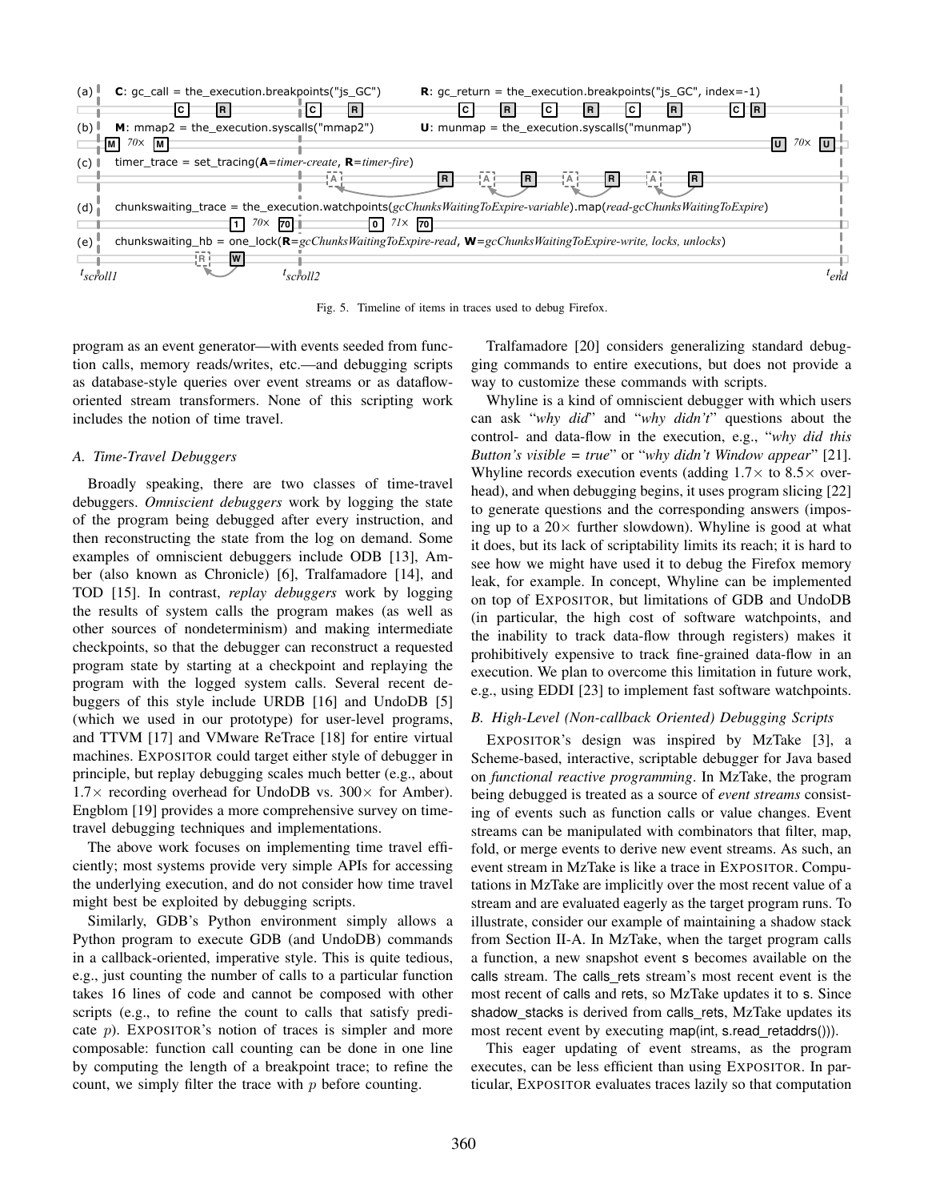Fig. 5. Timeline of items in traces used to debug Firefox.

program as an event generator—with events seeded from function calls, memory reads/writes, etc.—and debugging scripts as database-style queries over event streams or as dataflow-oriented stream transformers. None of this scripting work includes the notion of time travel.

### A. Time-Travel Debuggers

Broadly speaking, there are two classes of time-travel debuggers. *Omniscient debuggers* work by logging the state of the program being debugged after every instruction, and then reconstructing the state from the log on demand. Some examples of omniscient debuggers include ODB [13], Amber (also known as Chronicle) [6], Tralfamadore [14], and TOD [15]. In contrast, *replay debuggers* work by logging the results of system calls the program makes (as well as other sources of nondeterminism) and making intermediate checkpoints, so that the debugger can reconstruct a requested program state by starting at a checkpoint and replaying the program with the logged system calls. Several recent debuggers of this style include URDB [16] and UndoDB [5] (which we used in our prototype) for user-level programs, and TTVM [17] and VMware ReTrace [18] for entire virtual machines. EXPOSITOR could target either style of debugger in principle, but replay debugging scales much better (e.g., about 1.7× recording overhead for UndoDB vs. 300× for Amber). Engblom [19] provides a more comprehensive survey on time-travel debugging techniques and implementations.

The above work focuses on implementing time travel efficiently; most systems provide very simple APIs for accessing the underlying execution, and do not consider how time travel might best be exploited by debugging scripts.

Similarly, GDB's Python environment simply allows a Python program to execute GDB (and UndoDB) commands in a callback-oriented, imperative style. This is quite tedious, e.g., just counting the number of calls to a particular function takes 16 lines of code and cannot be composed with other scripts (e.g., to refine the count to calls that satisfy predicate $p$). EXPOSITOR's notion of traces is simpler and more composable: function call counting can be done in one line by computing the length of a breakpoint trace; to refine the count, we simply filter the trace with $p$ before counting.

Tralfamadore [20] considers generalizing standard debugging commands to entire executions, but does not provide a way to customize these commands with scripts.

Whyline is a kind of omniscient debugger with which users can ask "*why did*" and "*why didn't*" questions about the control- and data-flow in the execution, e.g., "*why did this Button's visible = true*" or "*why didn't Window appear*" [21]. Whyline records execution events (adding 1.7× to 8.5× overhead), and when debugging begins, it uses program slicing [22] to generate questions and the corresponding answers (imposing up to a 20× further slowdown). Whyline is good at what it does, but its lack of scriptability limits its reach; it is hard to see how we might have used it to debug the Firefox memory leak, for example. In concept, Whyline can be implemented on top of EXPOSITOR, but limitations of GDB and UndoDB (in particular, the high cost of software watchpoints, and the inability to track data-flow through registers) makes it prohibitively expensive to track fine-grained data-flow in an execution. We plan to overcome this limitation in future work, e.g., using EDDI [23] to implement fast software watchpoints.

### B. High-Level (Non-callback Oriented) Debugging Scripts

EXPOSITOR's design was inspired by MzTake [3], a Scheme-based, interactive, scriptable debugger for Java based on *functional reactive programming*. In MzTake, the program being debugged is treated as a source of *event streams* consisting of events such as function calls or value changes. Event streams can be manipulated with combinators that filter, map, fold, or merge events to derive new event streams. As such, an event stream in MzTake is like a trace in EXPOSITOR. Computations in MzTake are implicitly over the most recent value of a stream and are evaluated eagerly as the target program runs. To illustrate, consider our example of maintaining a shadow stack from Section II-A. In MzTake, when the target program calls a function, a new snapshot event s becomes available on the calls stream. The calls_rets stream's most recent event is the most recent of calls and rets, so MzTake updates it to s. Since shadow_stacks is derived from calls_rets, MzTake updates its most recent event by executing map(int, s.read_retaddrs()).

This eager updating of event streams, as the program executes, can be less efficient than using EXPOSITOR. In particular, EXPOSITOR evaluates traces lazily so that computation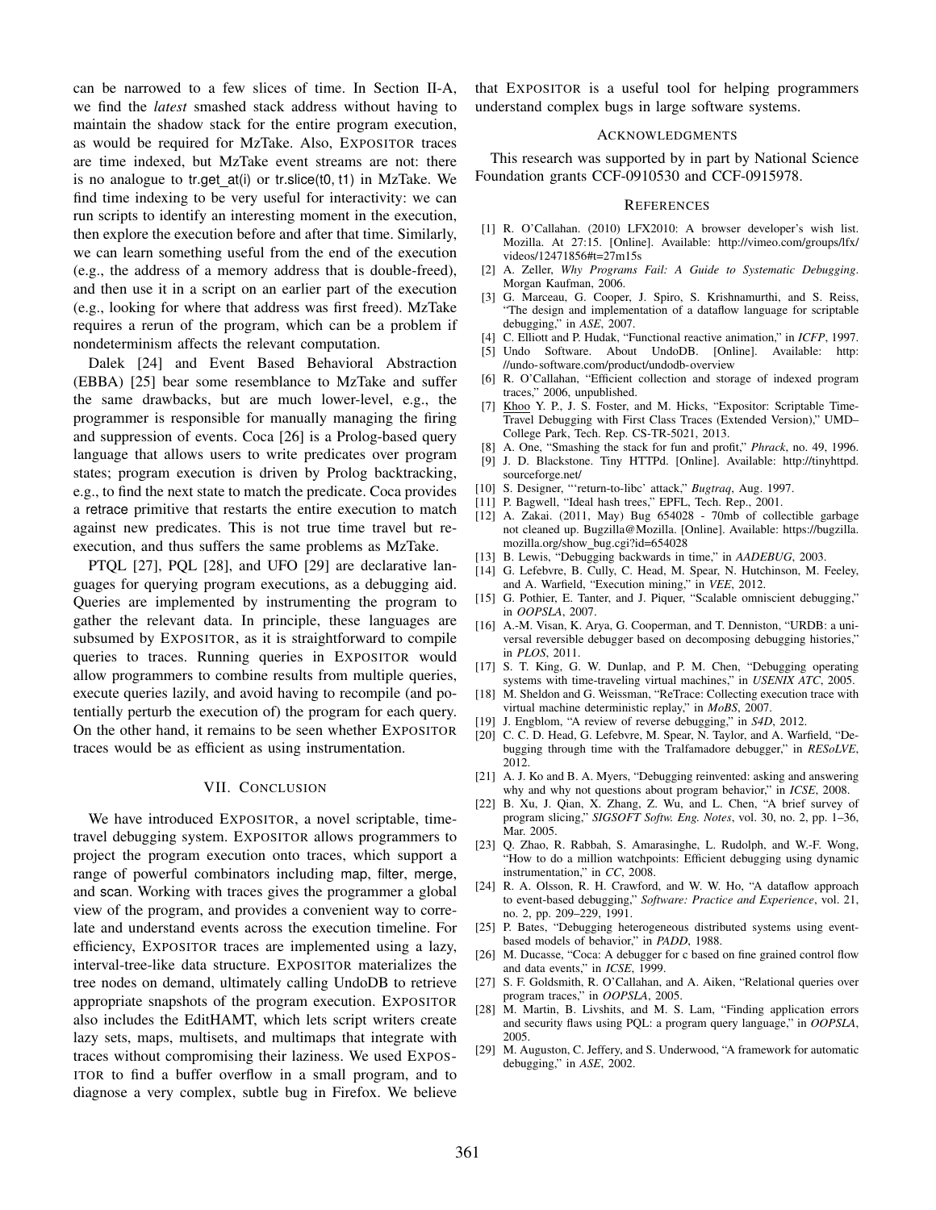can be narrowed to a few slices of time. In Section II-A, we find the *latest* smashed stack address without having to maintain the shadow stack for the entire program execution, as would be required for MzTake. Also, EXPOSITOR traces are time indexed, but MzTake event streams are not: there is no analogue to tr.get_at(i) or tr.slice(t0, t1) in MzTake. We find time indexing to be very useful for interactivity: we can run scripts to identify an interesting moment in the execution, then explore the execution before and after that time. Similarly, we can learn something useful from the end of the execution (e.g., the address of a memory address that is double-freed), and then use it in a script on an earlier part of the execution (e.g., looking for where that address was first freed). MzTake requires a rerun of the program, which can be a problem if nondeterminism affects the relevant computation.

Dalek [24] and Event Based Behavioral Abstraction (EBBA) [25] bear some resemblance to MzTake and suffer the same drawbacks, but are much lower-level, e.g., the programmer is responsible for manually managing the firing and suppression of events. Coca [26] is a Prolog-based query language that allows users to write predicates over program states; program execution is driven by Prolog backtracking, e.g., to find the next state to match the predicate. Coca provides a retrace primitive that restarts the entire execution to match against new predicates. This is not true time travel but re-execution, and thus suffers the same problems as MzTake.

PTQL [27], PQL [28], and UFO [29] are declarative languages for querying program executions, as a debugging aid. Queries are implemented by instrumenting the program to gather the relevant data. In principle, these languages are subsumed by EXPOSITOR, as it is straightforward to compile queries to traces. Running queries in EXPOSITOR would allow programmers to combine results from multiple queries, execute queries lazily, and avoid having to recompile (and potentially perturb the execution of) the program for each query. On the other hand, it remains to be seen whether EXPOSITOR traces would be as efficient as using instrumentation.

## VII. CONCLUSION

We have introduced EXPOSITOR, a novel scriptable, time-travel debugging system. EXPOSITOR allows programmers to project the program execution onto traces, which support a range of powerful combinators including map, filter, merge, and scan. Working with traces gives the programmer a global view of the program, and provides a convenient way to correlate and understand events across the execution timeline. For efficiency, EXPOSITOR traces are implemented using a lazy, interval-tree-like data structure. EXPOSITOR materializes the tree nodes on demand, ultimately calling UndoDB to retrieve appropriate snapshots of the program execution. EXPOSITOR also includes the EditHAMT, which lets script writers create lazy sets, maps, multisets, and multimaps that integrate with traces without compromising their laziness. We used EXPOSITOR to find a buffer overflow in a small program, and to diagnose a very complex, subtle bug in Firefox. We believe that EXPOSITOR is a useful tool for helping programmers understand complex bugs in large software systems.

## ACKNOWLEDGMENTS

This research was supported by in part by National Science Foundation grants CCF-0910530 and CCF-0915978.

## REFERENCES

[1] R. O'Callahan. (2010) LFX2010: A browser developer's wish list. Mozilla. At 27:15. [Online]. Available: http://vimeo.com/groups/lfx/videos/12471856#t=27m15s

[2] A. Zeller, *Why Programs Fail: A Guide to Systematic Debugging*. Morgan Kaufman, 2006.

[3] G. Marceau, G. Cooper, J. Spiro, S. Krishnamurthi, and S. Reiss, "The design and implementation of a dataflow language for scriptable debugging," in *ASE*, 2007.

[4] C. Elliott and P. Hudak, "Functional reactive animation," in *ICFP*, 1997.

[5] Undo Software. About UndoDB. [Online]. Available: http://undo-software.com/product/undodb-overview

[6] R. O'Callahan, "Efficient collection and storage of indexed program traces," 2006, unpublished.

[7] Khoo Y. P., J. S. Foster, and M. Hicks, "Expositor: Scriptable Time-Travel Debugging with First Class Traces (Extended Version)," UMD–College Park, Tech. Rep. CS-TR-5021, 2013.

[8] A. One, "Smashing the stack for fun and profit," *Phrack*, no. 49, 1996.

[9] J. D. Blackstone. Tiny HTTPd. [Online]. Available: http://tinyhttpd.sourceforge.net/

[10] S. Designer, "'return-to-libc' attack," *Bugtraq*, Aug. 1997.

[11] P. Bagwell, "Ideal hash trees," EPFL, Tech. Rep., 2001.

[12] A. Zakai. (2011, May) Bug 654028 - 70mb of collectible garbage not cleaned up. Bugzilla@Mozilla. [Online]. Available: https://bugzilla.mozilla.org/show_bug.cgi?id=654028

[13] B. Lewis, "Debugging backwards in time," in *AADEBUG*, 2003.

[14] G. Lefebvre, B. Cully, C. Head, M. Spear, N. Hutchinson, M. Feeley, and A. Warfield, "Execution mining," in *VEE*, 2012.

[15] G. Pothier, E. Tanter, and J. Piquer, "Scalable omniscient debugging," in *OOPSLA*, 2007.

[16] A.-M. Visan, K. Arya, G. Cooperman, and T. Denniston, "URDB: a universal reversible debugger based on decomposing debugging histories," in *PLOS*, 2011.

[17] S. T. King, G. W. Dunlap, and P. M. Chen, "Debugging operating systems with time-traveling virtual machines," in *USENIX ATC*, 2005.

[18] M. Sheldon and G. Weissman, "ReTrace: Collecting execution trace with virtual machine deterministic replay," in *MoBS*, 2007.

[19] J. Engblom, "A review of reverse debugging," in *S4D*, 2012.

[20] C. C. D. Head, G. Lefebvre, M. Spear, N. Taylor, and A. Warfield, "Debugging through time with the Tralfamadore debugger," in *RESoLVE*, 2012.

[21] A. J. Ko and B. A. Myers, "Debugging reinvented: asking and answering why and why not questions about program behavior," in *ICSE*, 2008.

[22] B. Xu, J. Qian, X. Zhang, Z. Wu, and L. Chen, "A brief survey of program slicing," *SIGSOFT Softw. Eng. Notes*, vol. 30, no. 2, pp. 1–36, Mar. 2005.

[23] Q. Zhao, R. Rabbah, S. Amarasinghe, L. Rudolph, and W.-F. Wong, "How to do a million watchpoints: Efficient debugging using dynamic instrumentation," in *CC*, 2008.

[24] R. A. Olsson, R. H. Crawford, and W. W. Ho, "A dataflow approach to event-based debugging," *Software: Practice and Experience*, vol. 21, no. 2, pp. 209–229, 1991.

[25] P. Bates, "Debugging heterogeneous distributed systems using event-based models of behavior," in *PADD*, 1988.

[26] M. Ducasse, "Coca: A debugger for c based on fine grained control flow and data events," in *ICSE*, 1999.

[27] S. F. Goldsmith, R. O'Callahan, and A. Aiken, "Relational queries over program traces," in *OOPSLA*, 2005.

[28] M. Martin, B. Livshits, and M. S. Lam, "Finding application errors and security flaws using PQL: a program query language," in *OOPSLA*, 2005.

[29] M. Auguston, C. Jeffery, and S. Underwood, "A framework for automatic debugging," in *ASE*, 2002.